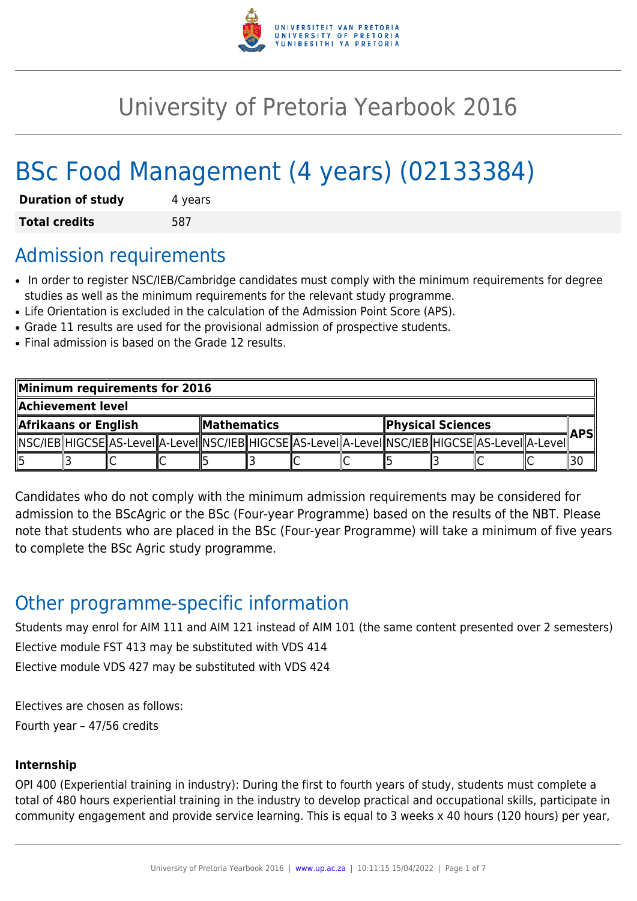# University of Pretoria Yearbook 2016

# BSc Food Management (4 years) (02133384)

| **Duration of study** | 4 years |
|---|---|
| **Total credits** | 587 |

## Admission requirements

- In order to register NSC/IEB/Cambridge candidates must comply with the minimum requirements for degree studies as well as the minimum requirements for the relevant study programme.
- Life Orientation is excluded in the calculation of the Admission Point Score (APS).
- Grade 11 results are used for the provisional admission of prospective students.
- Final admission is based on the Grade 12 results.

| **Minimum requirements for 2016** | | | | | | | | | | | | |
|---|---|---|---|---|---|---|---|---|---|---|---|---|
| **Achievement level** | | | | | | | | | | | | |
| **Afrikaans or English** | | | | **Mathematics** | | | | **Physical Sciences** | | | | **APS** |
| NSC/IEB | HIGCSE | AS-Level | A-Level | NSC/IEB | HIGCSE | AS-Level | A-Level | NSC/IEB | HIGCSE | AS-Level | A-Level | |
| 5 | 3 | C | C | 5 | 3 | C | C | 5 | 3 | C | C | 30 |

Candidates who do not comply with the minimum admission requirements may be considered for admission to the BScAgric or the BSc (Four-year Programme) based on the results of the NBT. Please note that students who are placed in the BSc (Four-year Programme) will take a minimum of five years to complete the BSc Agric study programme.

## Other programme-specific information

Students may enrol for AIM 111 and AIM 121 instead of AIM 101 (the same content presented over 2 semesters)

Elective module FST 413 may be substituted with VDS 414

Elective module VDS 427 may be substituted with VDS 424

Electives are chosen as follows:

Fourth year – 47/56 credits

**Internship**

OPI 400 (Experiential training in industry): During the first to fourth years of study, students must complete a total of 480 hours experiential training in the industry to develop practical and occupational skills, participate in community engagement and provide service learning. This is equal to 3 weeks x 40 hours (120 hours) per year,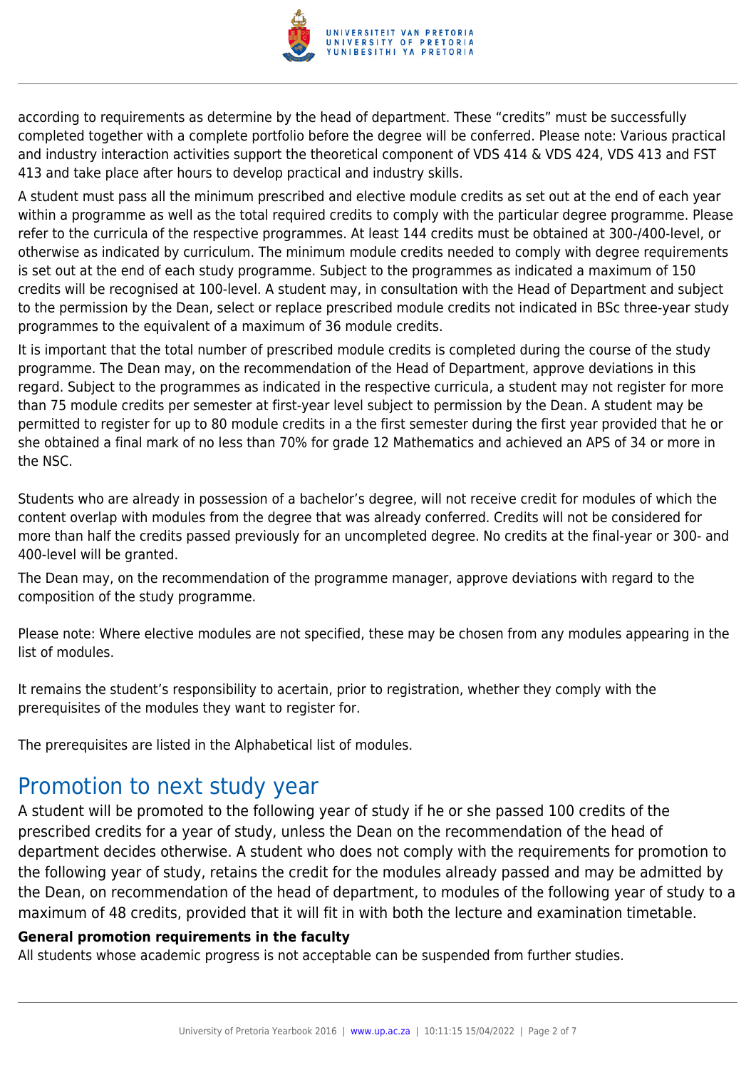according to requirements as determine by the head of department. These “credits” must be successfully completed together with a complete portfolio before the degree will be conferred. Please note: Various practical and industry interaction activities support the theoretical component of VDS 414 & VDS 424, VDS 413 and FST 413 and take place after hours to develop practical and industry skills.

A student must pass all the minimum prescribed and elective module credits as set out at the end of each year within a programme as well as the total required credits to comply with the particular degree programme. Please refer to the curricula of the respective programmes. At least 144 credits must be obtained at 300-/400-level, or otherwise as indicated by curriculum. The minimum module credits needed to comply with degree requirements is set out at the end of each study programme. Subject to the programmes as indicated a maximum of 150 credits will be recognised at 100-level. A student may, in consultation with the Head of Department and subject to the permission by the Dean, select or replace prescribed module credits not indicated in BSc three-year study programmes to the equivalent of a maximum of 36 module credits.

It is important that the total number of prescribed module credits is completed during the course of the study programme. The Dean may, on the recommendation of the Head of Department, approve deviations in this regard. Subject to the programmes as indicated in the respective curricula, a student may not register for more than 75 module credits per semester at first-year level subject to permission by the Dean. A student may be permitted to register for up to 80 module credits in a the first semester during the first year provided that he or she obtained a final mark of no less than 70% for grade 12 Mathematics and achieved an APS of 34 or more in the NSC.

Students who are already in possession of a bachelor’s degree, will not receive credit for modules of which the content overlap with modules from the degree that was already conferred. Credits will not be considered for more than half the credits passed previously for an uncompleted degree. No credits at the final-year or 300- and 400-level will be granted.

The Dean may, on the recommendation of the programme manager, approve deviations with regard to the composition of the study programme.

Please note: Where elective modules are not specified, these may be chosen from any modules appearing in the list of modules.

It remains the student’s responsibility to acertain, prior to registration, whether they comply with the prerequisites of the modules they want to register for.

The prerequisites are listed in the Alphabetical list of modules.

## Promotion to next study year

A student will be promoted to the following year of study if he or she passed 100 credits of the prescribed credits for a year of study, unless the Dean on the recommendation of the head of department decides otherwise. A student who does not comply with the requirements for promotion to the following year of study, retains the credit for the modules already passed and may be admitted by the Dean, on recommendation of the head of department, to modules of the following year of study to a maximum of 48 credits, provided that it will fit in with both the lecture and examination timetable.

**General promotion requirements in the faculty**

All students whose academic progress is not acceptable can be suspended from further studies.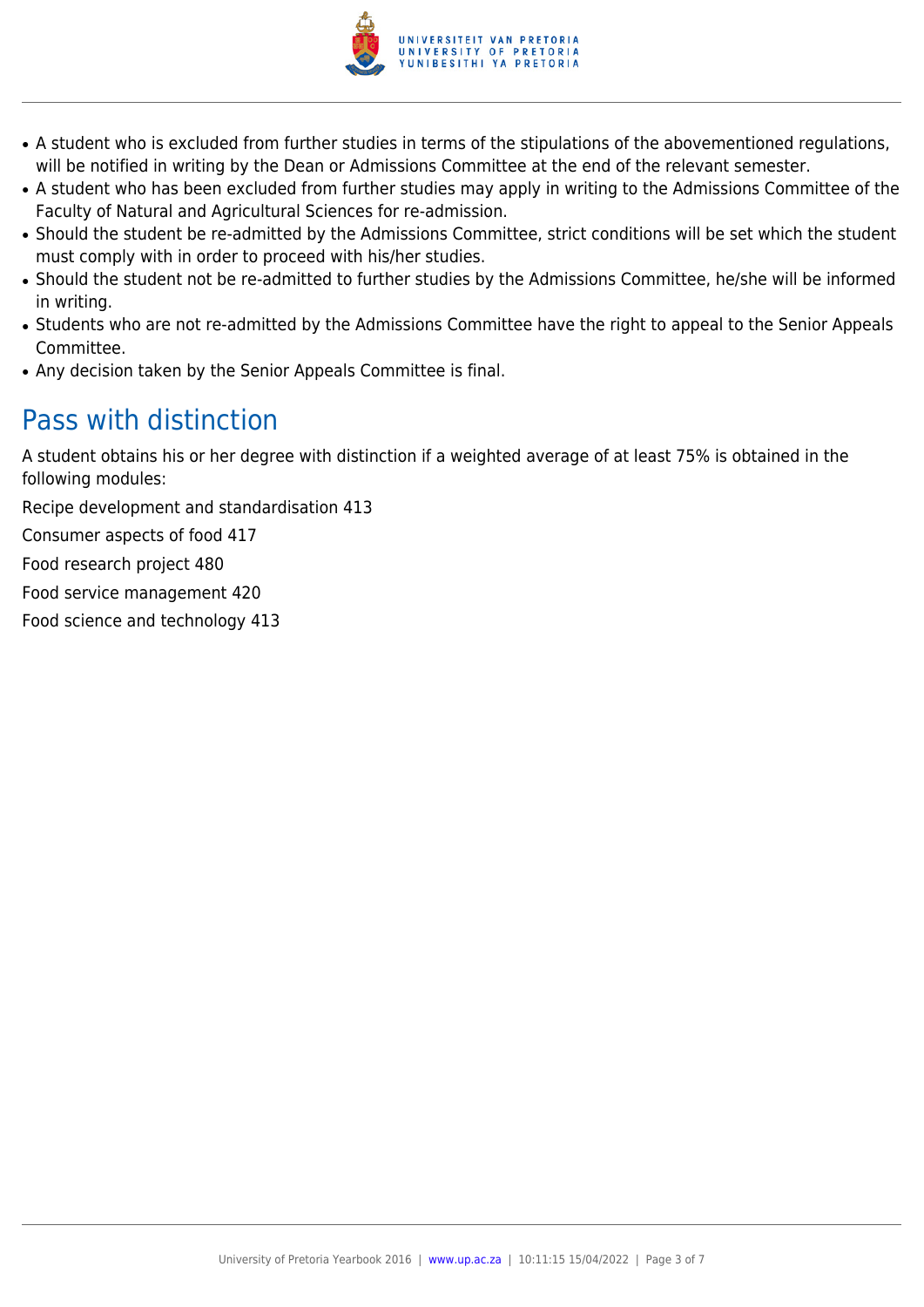- A student who is excluded from further studies in terms of the stipulations of the abovementioned regulations, will be notified in writing by the Dean or Admissions Committee at the end of the relevant semester.
- A student who has been excluded from further studies may apply in writing to the Admissions Committee of the Faculty of Natural and Agricultural Sciences for re-admission.
- Should the student be re-admitted by the Admissions Committee, strict conditions will be set which the student must comply with in order to proceed with his/her studies.
- Should the student not be re-admitted to further studies by the Admissions Committee, he/she will be informed in writing.
- Students who are not re-admitted by the Admissions Committee have the right to appeal to the Senior Appeals Committee.
- Any decision taken by the Senior Appeals Committee is final.

## Pass with distinction

A student obtains his or her degree with distinction if a weighted average of at least 75% is obtained in the following modules:

Recipe development and standardisation 413

Consumer aspects of food 417

Food research project 480

Food service management 420

Food science and technology 413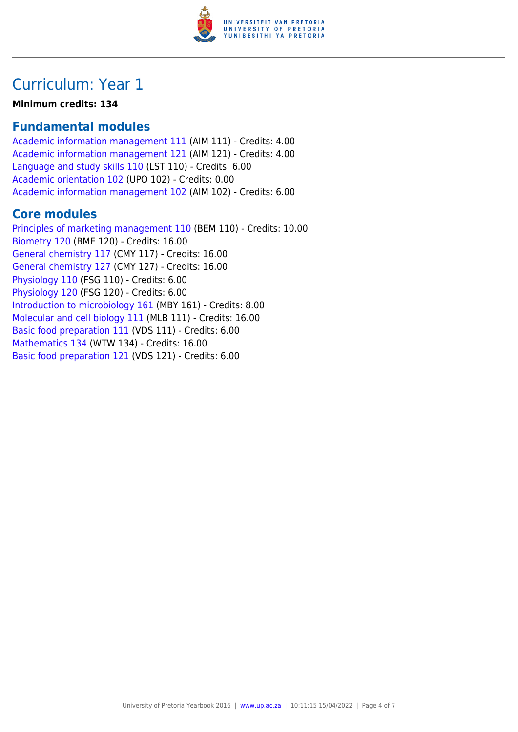# Curriculum: Year 1

**Minimum credits: 134**

## Fundamental modules

Academic information management 111 (AIM 111) - Credits: 4.00
Academic information management 121 (AIM 121) - Credits: 4.00
Language and study skills 110 (LST 110) - Credits: 6.00
Academic orientation 102 (UPO 102) - Credits: 0.00
Academic information management 102 (AIM 102) - Credits: 6.00

## Core modules

Principles of marketing management 110 (BEM 110) - Credits: 10.00
Biometry 120 (BME 120) - Credits: 16.00
General chemistry 117 (CMY 117) - Credits: 16.00
General chemistry 127 (CMY 127) - Credits: 16.00
Physiology 110 (FSG 110) - Credits: 6.00
Physiology 120 (FSG 120) - Credits: 6.00
Introduction to microbiology 161 (MBY 161) - Credits: 8.00
Molecular and cell biology 111 (MLB 111) - Credits: 16.00
Basic food preparation 111 (VDS 111) - Credits: 6.00
Mathematics 134 (WTW 134) - Credits: 16.00
Basic food preparation 121 (VDS 121) - Credits: 6.00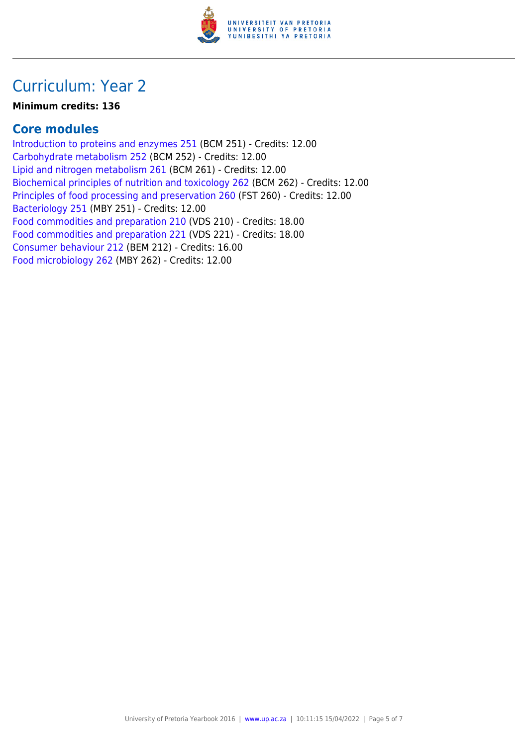# Curriculum: Year 2

**Minimum credits: 136**

## Core modules

Introduction to proteins and enzymes 251 (BCM 251) - Credits: 12.00
Carbohydrate metabolism 252 (BCM 252) - Credits: 12.00
Lipid and nitrogen metabolism 261 (BCM 261) - Credits: 12.00
Biochemical principles of nutrition and toxicology 262 (BCM 262) - Credits: 12.00
Principles of food processing and preservation 260 (FST 260) - Credits: 12.00
Bacteriology 251 (MBY 251) - Credits: 12.00
Food commodities and preparation 210 (VDS 210) - Credits: 18.00
Food commodities and preparation 221 (VDS 221) - Credits: 18.00
Consumer behaviour 212 (BEM 212) - Credits: 16.00
Food microbiology 262 (MBY 262) - Credits: 12.00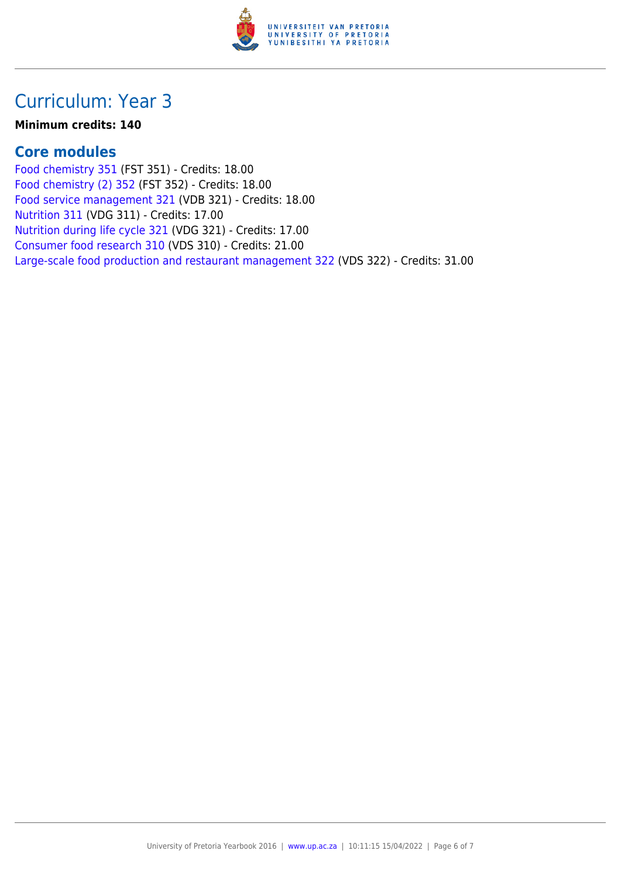# Curriculum: Year 3

**Minimum credits: 140**

## Core modules

Food chemistry 351 (FST 351) - Credits: 18.00
Food chemistry (2) 352 (FST 352) - Credits: 18.00
Food service management 321 (VDB 321) - Credits: 18.00
Nutrition 311 (VDG 311) - Credits: 17.00
Nutrition during life cycle 321 (VDG 321) - Credits: 17.00
Consumer food research 310 (VDS 310) - Credits: 21.00
Large-scale food production and restaurant management 322 (VDS 322) - Credits: 31.00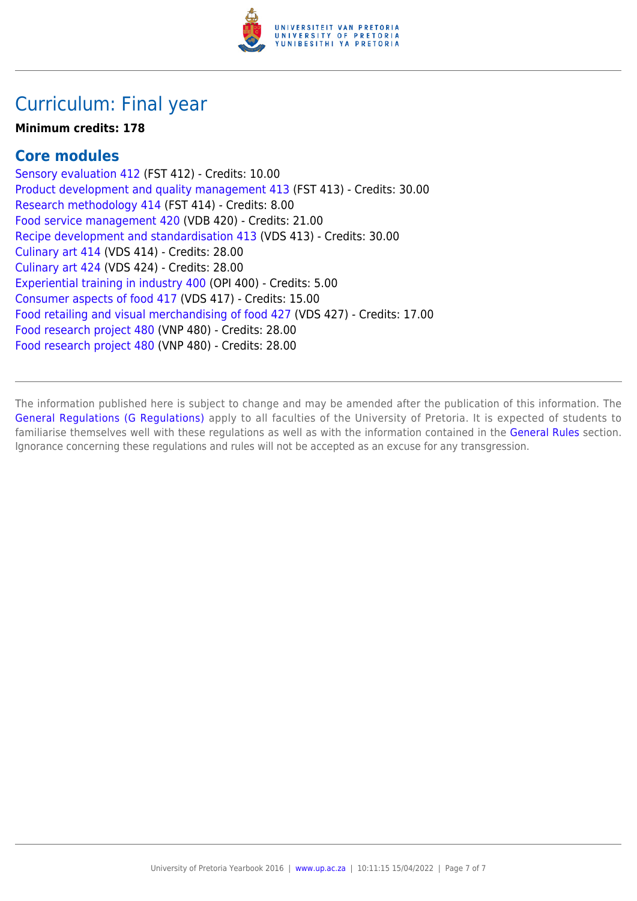# Curriculum: Final year

**Minimum credits: 178**

## Core modules

Sensory evaluation 412 (FST 412) - Credits: 10.00
Product development and quality management 413 (FST 413) - Credits: 30.00
Research methodology 414 (FST 414) - Credits: 8.00
Food service management 420 (VDB 420) - Credits: 21.00
Recipe development and standardisation 413 (VDS 413) - Credits: 30.00
Culinary art 414 (VDS 414) - Credits: 28.00
Culinary art 424 (VDS 424) - Credits: 28.00
Experiential training in industry 400 (OPI 400) - Credits: 5.00
Consumer aspects of food 417 (VDS 417) - Credits: 15.00
Food retailing and visual merchandising of food 427 (VDS 427) - Credits: 17.00
Food research project 480 (VNP 480) - Credits: 28.00
Food research project 480 (VNP 480) - Credits: 28.00

---

The information published here is subject to change and may be amended after the publication of this information. The General Regulations (G Regulations) apply to all faculties of the University of Pretoria. It is expected of students to familiarise themselves well with these regulations as well as with the information contained in the General Rules section. Ignorance concerning these regulations and rules will not be accepted as an excuse for any transgression.